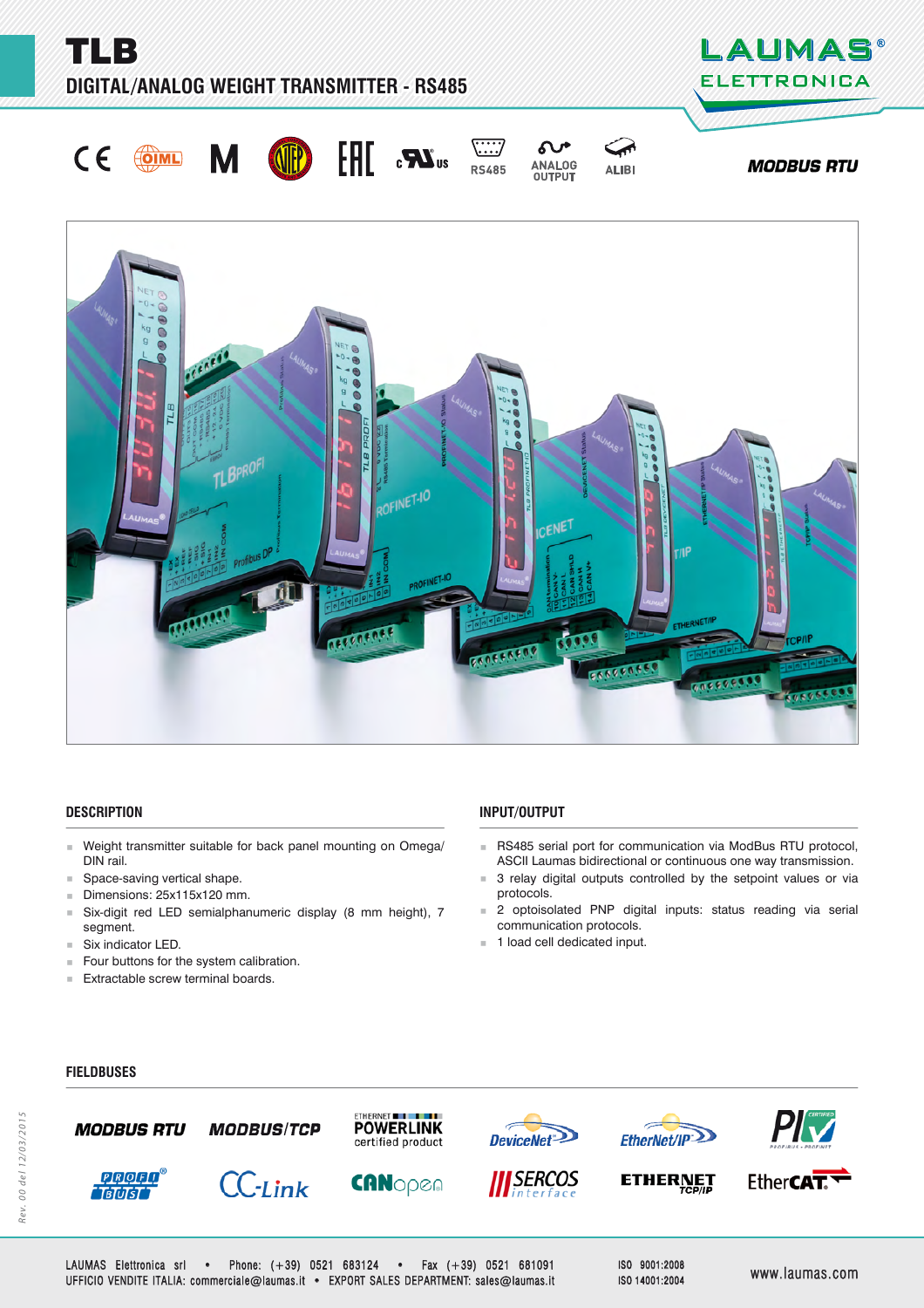# TLB

## DIGITAL/ANALOG WEIGHT TRANSMITTER - RS485

RS485 ANALOG OUTPUT ALIBI **MODBUS RTU**

### DESCRIPTION

- Weight transmitter suitable for back panel mounting on Omega/ DIN rail.
- Space-saving vertical shape.
- Dimensions: 25x115x120 mm.
- Six-digit red LED semialphanumeric display (8 mm height), 7 segment.
- Six indicator LED.
- Four buttons for the system calibration.
- Extractable screw terminal boards.

### INPUT/OUTPUT

- RS485 serial port for communication via ModBus RTU protocol, ASCII Laumas bidirectional or continuous one way transmission.
- 3 relay digital outputs controlled by the setpoint values or via protocols.
- 2 optoisolated PNP digital inputs: status reading via serial communication protocols.
- 1 load cell dedicated input.

### FIELDBUSES

MODBUS RTU, MODBUS/TCP, POWERLINK certified product, DeviceNet, EtherNet/IP, PI, PROFIBUS, CC-Link, CANopen, SERCOS interface, ETHERNET TCP/IP, EtherCAT

Rev. 00 del 12/03/2015

LAUMAS Elettronica srl • Phone: (+39) 0521 683124 • Fax (+39) 0521 681091
UFFICIO VENDITE ITALIA: commerciale@laumas.it • EXPORT SALES DEPARTMENT: sales@laumas.it

ISO 9001:2008
ISO 14001:2004

www.laumas.com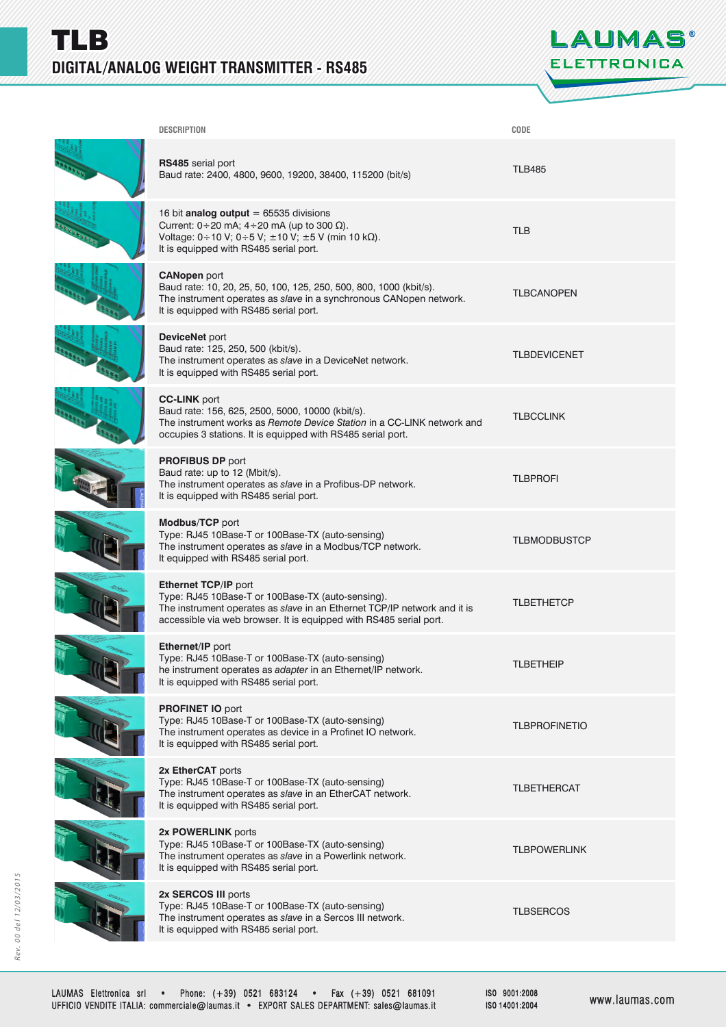# TLB

## DIGITAL/ANALOG WEIGHT TRANSMITTER - RS485

| DESCRIPTION | CODE |
| --- | --- |
| **RS485** serial port<br>Baud rate: 2400, 4800, 9600, 19200, 38400, 115200 (bit/s) | TLB485 |
| 16 bit **analog output** = 65535 divisions<br>Current: 0÷20 mA; 4÷20 mA (up to 300 Ω).<br>Voltage: 0÷10 V; 0÷5 V; ±10 V; ±5 V (min 10 kΩ).<br>It is equipped with RS485 serial port. | TLB |
| **CANopen** port<br>Baud rate: 10, 20, 25, 50, 100, 125, 250, 500, 800, 1000 (kbit/s).<br>The instrument operates as *slave* in a synchronous CANopen network.<br>It is equipped with RS485 serial port. | TLBCANOPEN |
| **DeviceNet** port<br>Baud rate: 125, 250, 500 (kbit/s).<br>The instrument operates as *slave* in a DeviceNet network.<br>It is equipped with RS485 serial port. | TLBDEVICENET |
| **CC-LINK** port<br>Baud rate: 156, 625, 2500, 5000, 10000 (kbit/s).<br>The instrument works as *Remote Device Station* in a CC-LINK network and occupies 3 stations. It is equipped with RS485 serial port. | TLBCCLINK |
| **PROFIBUS DP** port<br>Baud rate: up to 12 (Mbit/s).<br>The instrument operates as *slave* in a Profibus-DP network.<br>It is equipped with RS485 serial port. | TLBPROFI |
| **Modbus/TCP** port<br>Type: RJ45 10Base-T or 100Base-TX (auto-sensing)<br>The instrument operates as *slave* in a Modbus/TCP network.<br>It equipped with RS485 serial port. | TLBMODBUSTCP |
| **Ethernet TCP/IP** port<br>Type: RJ45 10Base-T or 100Base-TX (auto-sensing).<br>The instrument operates as *slave* in an Ethernet TCP/IP network and it is accessible via web browser. It is equipped with RS485 serial port. | TLBETHETCP |
| **Ethernet/IP** port<br>Type: RJ45 10Base-T or 100Base-TX (auto-sensing)<br>he instrument operates as *adapter* in an Ethernet/IP network.<br>It is equipped with RS485 serial port. | TLBETHEIP |
| **PROFINET IO** port<br>Type: RJ45 10Base-T or 100Base-TX (auto-sensing)<br>The instrument operates as device in a Profinet IO network.<br>It is equipped with RS485 serial port. | TLBPROFINETIO |
| **2x EtherCAT** ports<br>Type: RJ45 10Base-T or 100Base-TX (auto-sensing)<br>The instrument operates as *slave* in an EtherCAT network.<br>It is equipped with RS485 serial port. | TLBETHERCAT |
| **2x POWERLINK** ports<br>Type: RJ45 10Base-T or 100Base-TX (auto-sensing)<br>The instrument operates as *slave* in a Powerlink network.<br>It is equipped with RS485 serial port. | TLBPOWERLINK |
| **2x SERCOS III** ports<br>Type: RJ45 10Base-T or 100Base-TX (auto-sensing)<br>The instrument operates as *slave* in a Sercos III network.<br>It is equipped with RS485 serial port. | TLBSERCOS |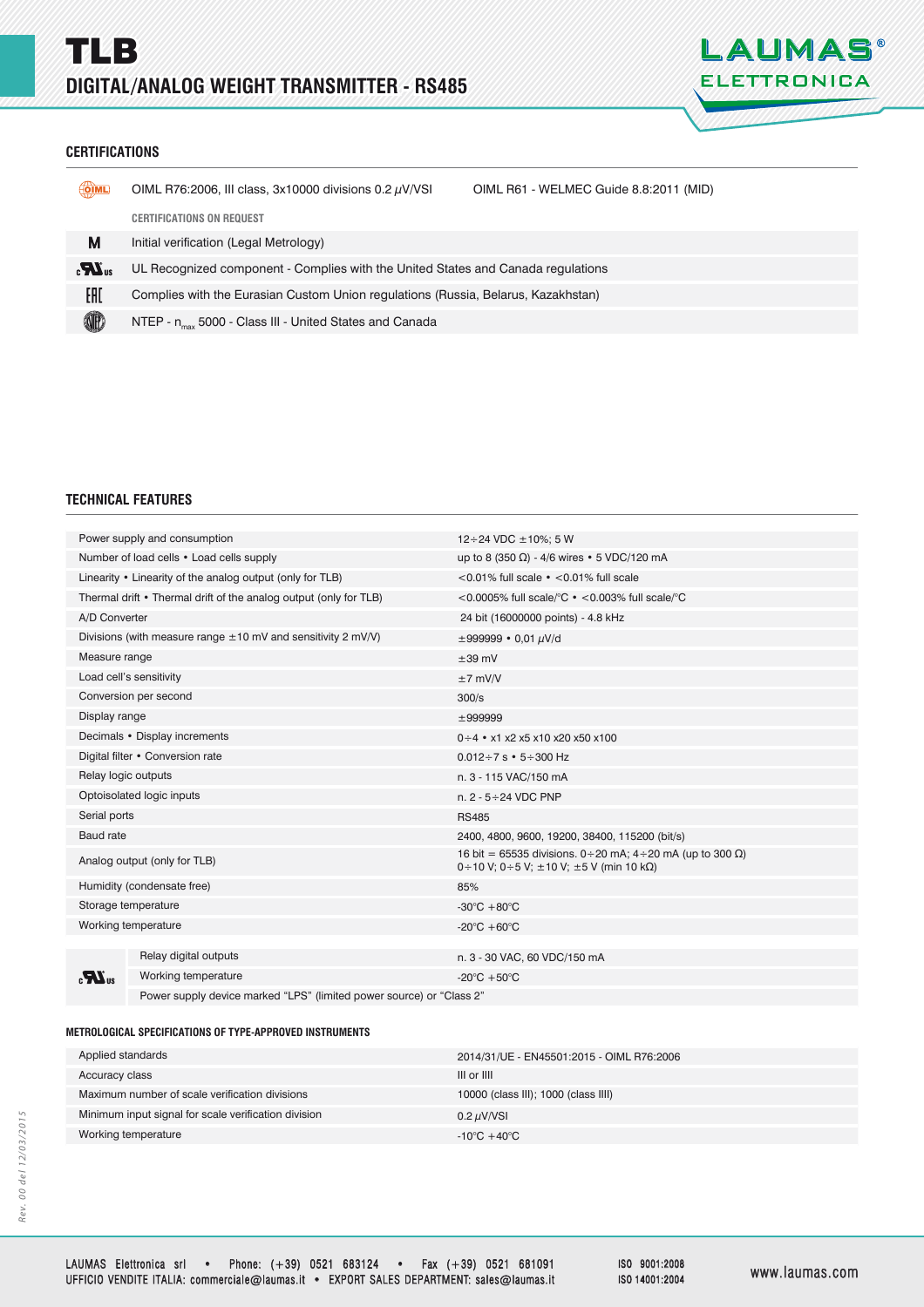# TLB

## DIGITAL/ANALOG WEIGHT TRANSMITTER - RS485

### CERTIFICATIONS

| | | |
|---|---|---|
| OIML | OIML R76:2006, III class, 3x10000 divisions 0.2 μV/VSI | OIML R61 - WELMEC Guide 8.8:2011 (MID) |

**CERTIFICATIONS ON REQUEST**

| | |
|---|---|
| M | Initial verification (Legal Metrology) |
| cULus | UL Recognized component - Complies with the United States and Canada regulations |
| EAC | Complies with the Eurasian Custom Union regulations (Russia, Belarus, Kazakhstan) |
| NTEP | NTEP - $n_{max}$ 5000 - Class III - United States and Canada |

### TECHNICAL FEATURES

| | |
|---|---|
| Power supply and consumption | 12÷24 VDC ±10%; 5 W |
| Number of load cells • Load cells supply | up to 8 (350 Ω) - 4/6 wires • 5 VDC/120 mA |
| Linearity • Linearity of the analog output (only for TLB) | <0.01% full scale • <0.01% full scale |
| Thermal drift • Thermal drift of the analog output (only for TLB) | <0.0005% full scale/°C • <0.003% full scale/°C |
| A/D Converter | 24 bit (16000000 points) - 4.8 kHz |
| Divisions (with measure range ±10 mV and sensitivity 2 mV/V) | ±999999 • 0,01 μV/d |
| Measure range | ±39 mV |
| Load cell's sensitivity | ±7 mV/V |
| Conversion per second | 300/s |
| Display range | ±999999 |
| Decimals • Display increments | 0÷4 • x1 x2 x5 x10 x20 x50 x100 |
| Digital filter • Conversion rate | 0.012÷7 s • 5÷300 Hz |
| Relay logic outputs | n. 3 - 115 VAC/150 mA |
| Optoisolated logic inputs | n. 2 - 5÷24 VDC PNP |
| Serial ports | RS485 |
| Baud rate | 2400, 4800, 9600, 19200, 38400, 115200 (bit/s) |
| Analog output (only for TLB) | 16 bit = 65535 divisions. 0÷20 mA; 4÷20 mA (up to 300 Ω) 0÷10 V; 0÷5 V; ±10 V; ±5 V (min 10 kΩ) |
| Humidity (condensate free) | 85% |
| Storage temperature | -30°C +80°C |
| Working temperature | -20°C +60°C |

| | | |
|---|---|---|
| cULus | Relay digital outputs | n. 3 - 30 VAC, 60 VDC/150 mA |
| | Working temperature | -20°C +50°C |
| | Power supply device marked "LPS" (limited power source) or "Class 2" | |

#### METROLOGICAL SPECIFICATIONS OF TYPE-APPROVED INSTRUMENTS

| | |
|---|---|
| Applied standards | 2014/31/UE - EN45501:2015 - OIML R76:2006 |
| Accuracy class | III or IIII |
| Maximum number of scale verification divisions | 10000 (class III); 1000 (class IIII) |
| Minimum input signal for scale verification division | 0.2 μV/VSI |
| Working temperature | -10°C +40°C |

Rev. 00 del 12/03/2015

LAUMAS Elettronica srl • Phone: (+39) 0521 683124 • Fax (+39) 0521 681091
UFFICIO VENDITE ITALIA: commerciale@laumas.it • EXPORT SALES DEPARTMENT: sales@laumas.it

ISO 9001:2008
ISO 14001:2004

www.laumas.com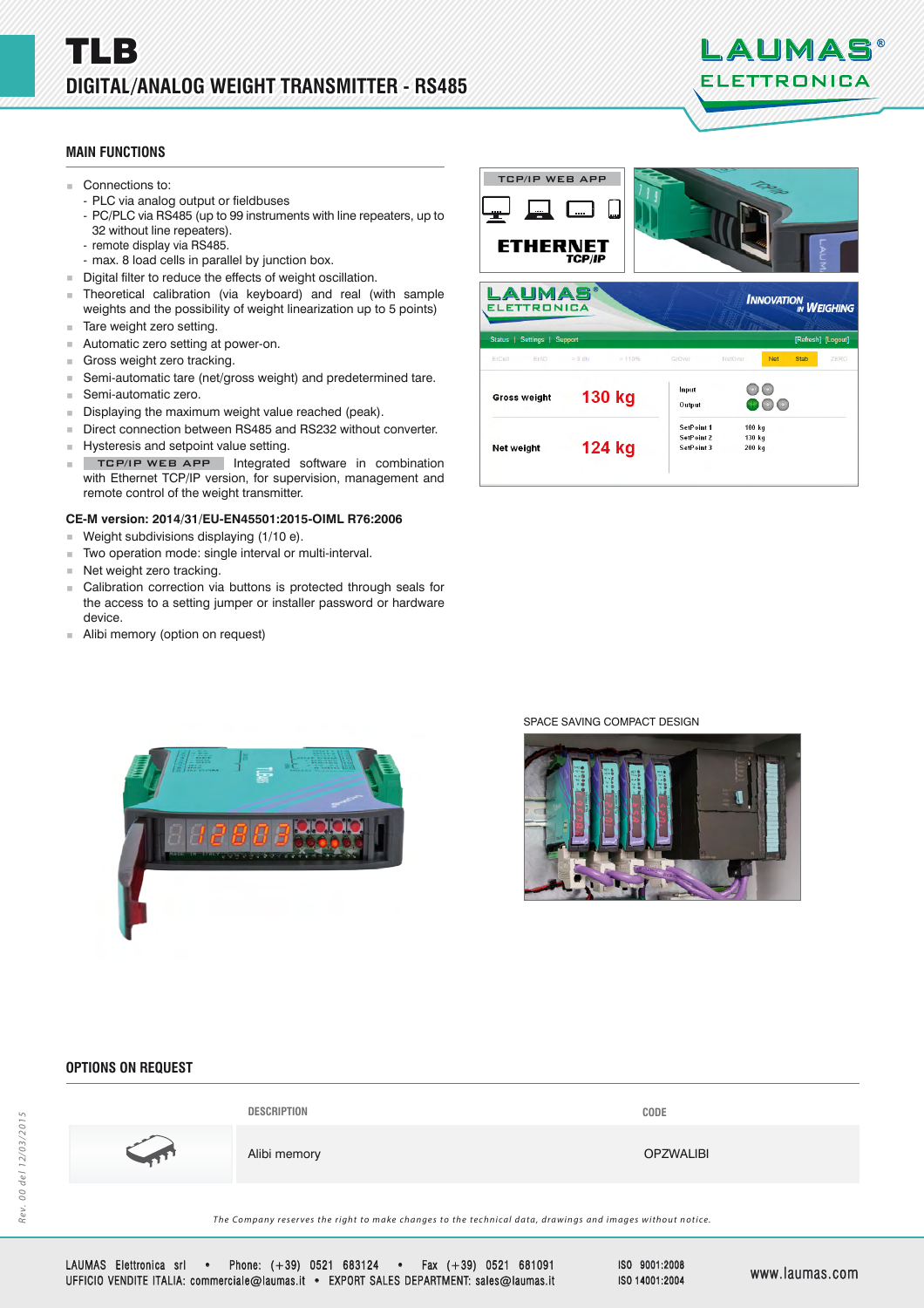# TLB

## DIGITAL/ANALOG WEIGHT TRANSMITTER - RS485

### MAIN FUNCTIONS

- Connections to:
  - PLC via analog output or fieldbuses
  - PC/PLC via RS485 (up to 99 instruments with line repeaters, up to 32 without line repeaters).
  - remote display via RS485.
  - max. 8 load cells in parallel by junction box.
- Digital filter to reduce the effects of weight oscillation.
- Theoretical calibration (via keyboard) and real (with sample weights and the possibility of weight linearization up to 5 points)
- Tare weight zero setting.
- Automatic zero setting at power-on.
- Gross weight zero tracking.
- Semi-automatic tare (net/gross weight) and predetermined tare.
- Semi-automatic zero.
- Displaying the maximum weight value reached (peak).
- Direct connection between RS485 and RS232 without converter.
- Hysteresis and setpoint value setting.
- TCP/IP WEB APP Integrated software in combination with Ethernet TCP/IP version, for supervision, management and remote control of the weight transmitter.

**CE-M version: 2014/31/EU-EN45501:2015-OIML R76:2006**

- Weight subdivisions displaying (1/10 e).
- Two operation mode: single interval or multi-interval.
- Net weight zero tracking.
- Calibration correction via buttons is protected through seals for the access to a setting jumper or installer password or hardware device.
- Alibi memory (option on request)

TCP/IP WEB APP

ETHERNET TCP/IP

Gross weight 130 kg

Net weight 124 kg

SPACE SAVING COMPACT DESIGN

### OPTIONS ON REQUEST

| | DESCRIPTION | CODE |
|---|---|---|
| | Alibi memory | OPZWALIBI |

*The Company reserves the right to make changes to the technical data, drawings and images without notice.*

*Rev. 00 del 12/03/2015*

LAUMAS Elettronica srl • Phone: (+39) 0521 683124 • Fax (+39) 0521 681091
UFFICIO VENDITE ITALIA: commerciale@laumas.it • EXPORT SALES DEPARTMENT: sales@laumas.it

ISO 9001:2008
ISO 14001:2004

www.laumas.com